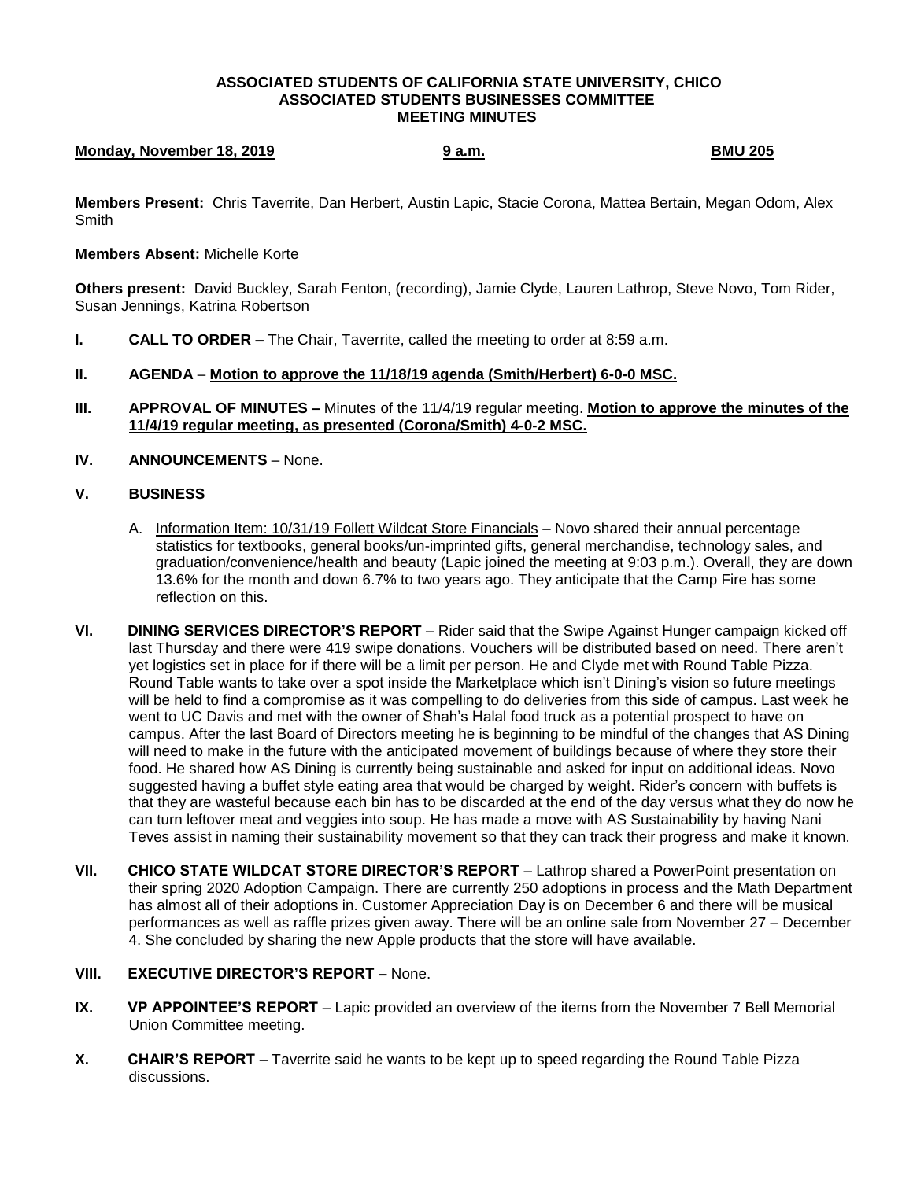**ASSOCIATED STUDENTS OF CALIFORNIA STATE UNIVERSITY, CHICO**
**ASSOCIATED STUDENTS BUSINESSES COMMITTEE**
**MEETING MINUTES**

**Monday, November 18, 2019** **9 a.m.** **BMU 205**

**Members Present:** Chris Taverrite, Dan Herbert, Austin Lapic, Stacie Corona, Mattea Bertain, Megan Odom, Alex Smith

**Members Absent:** Michelle Korte

**Others present:** David Buckley, Sarah Fenton, (recording), Jamie Clyde, Lauren Lathrop, Steve Novo, Tom Rider, Susan Jennings, Katrina Robertson

**I. CALL TO ORDER –** The Chair, Taverrite, called the meeting to order at 8:59 a.m.

**II. AGENDA** – **Motion to approve the 11/18/19 agenda (Smith/Herbert) 6-0-0 MSC.**

**III. APPROVAL OF MINUTES –** Minutes of the 11/4/19 regular meeting. **Motion to approve the minutes of the 11/4/19 regular meeting, as presented (Corona/Smith) 4-0-2 MSC.**

**IV. ANNOUNCEMENTS** – None.

**V. BUSINESS**

A. Information Item: 10/31/19 Follett Wildcat Store Financials – Novo shared their annual percentage statistics for textbooks, general books/un-imprinted gifts, general merchandise, technology sales, and graduation/convenience/health and beauty (Lapic joined the meeting at 9:03 p.m.). Overall, they are down 13.6% for the month and down 6.7% to two years ago. They anticipate that the Camp Fire has some reflection on this.

**VI. DINING SERVICES DIRECTOR'S REPORT** – Rider said that the Swipe Against Hunger campaign kicked off last Thursday and there were 419 swipe donations. Vouchers will be distributed based on need. There aren't yet logistics set in place for if there will be a limit per person. He and Clyde met with Round Table Pizza. Round Table wants to take over a spot inside the Marketplace which isn't Dining's vision so future meetings will be held to find a compromise as it was compelling to do deliveries from this side of campus. Last week he went to UC Davis and met with the owner of Shah's Halal food truck as a potential prospect to have on campus. After the last Board of Directors meeting he is beginning to be mindful of the changes that AS Dining will need to make in the future with the anticipated movement of buildings because of where they store their food. He shared how AS Dining is currently being sustainable and asked for input on additional ideas. Novo suggested having a buffet style eating area that would be charged by weight. Rider's concern with buffets is that they are wasteful because each bin has to be discarded at the end of the day versus what they do now he can turn leftover meat and veggies into soup. He has made a move with AS Sustainability by having Nani Teves assist in naming their sustainability movement so that they can track their progress and make it known.

**VII. CHICO STATE WILDCAT STORE DIRECTOR'S REPORT** – Lathrop shared a PowerPoint presentation on their spring 2020 Adoption Campaign. There are currently 250 adoptions in process and the Math Department has almost all of their adoptions in. Customer Appreciation Day is on December 6 and there will be musical performances as well as raffle prizes given away. There will be an online sale from November 27 – December 4. She concluded by sharing the new Apple products that the store will have available.

**VIII. EXECUTIVE DIRECTOR'S REPORT –** None.

**IX. VP APPOINTEE'S REPORT** – Lapic provided an overview of the items from the November 7 Bell Memorial Union Committee meeting.

**X. CHAIR'S REPORT** – Taverrite said he wants to be kept up to speed regarding the Round Table Pizza discussions.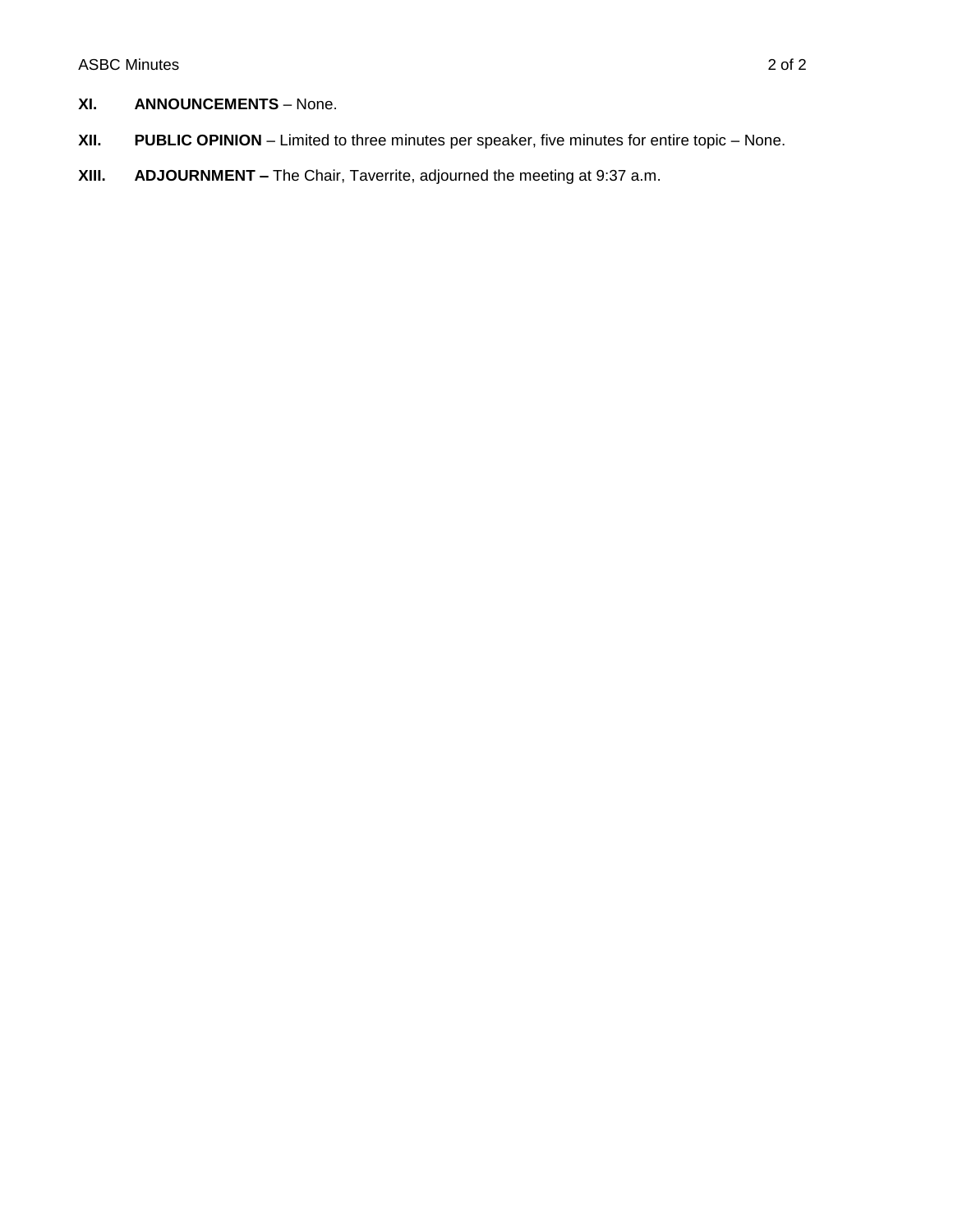**XI.** **ANNOUNCEMENTS** – None.

**XII.** **PUBLIC OPINION** – Limited to three minutes per speaker, five minutes for entire topic – None.

**XIII.** **ADJOURNMENT –** The Chair, Taverrite, adjourned the meeting at 9:37 a.m.